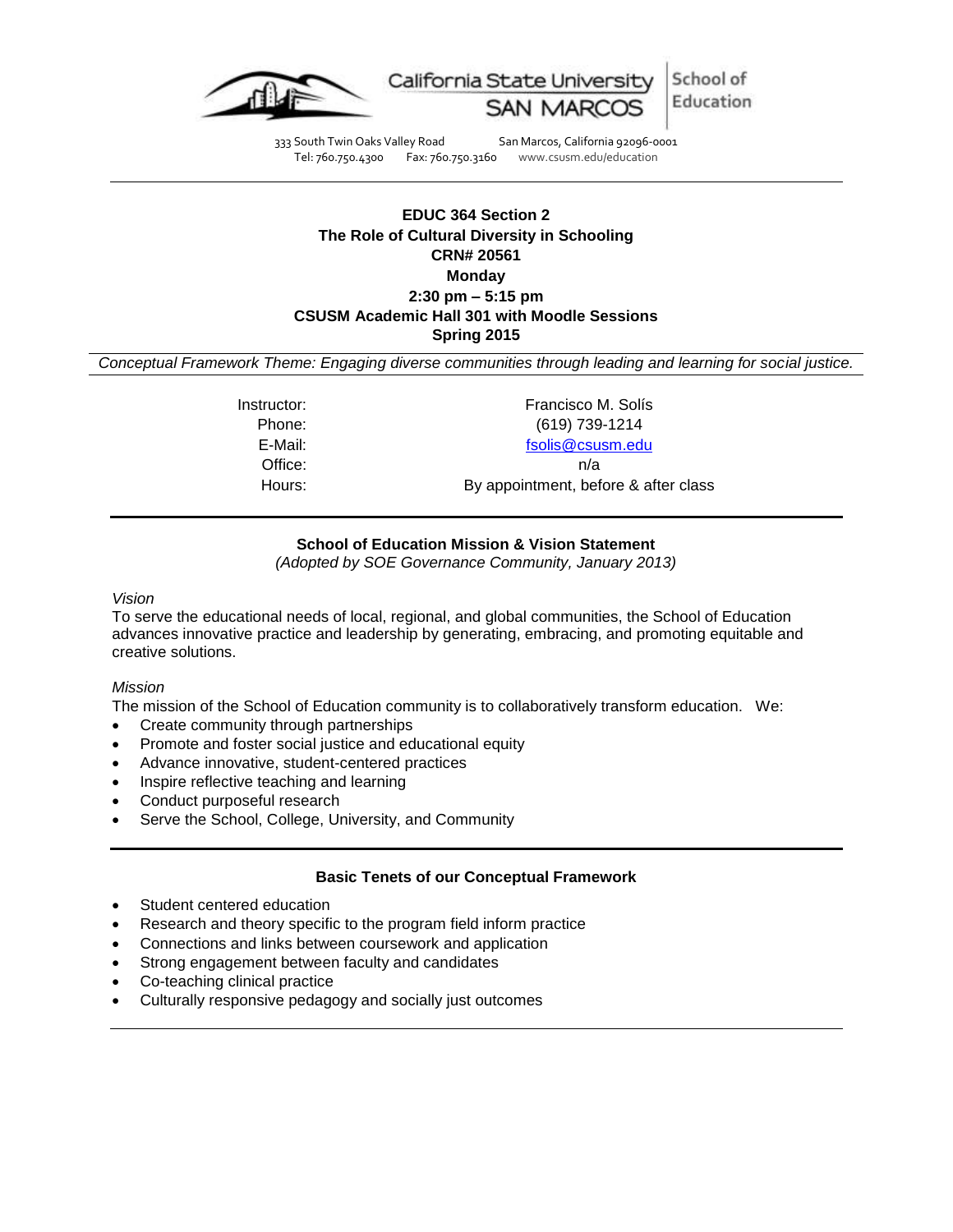California State University SAN MARCOS | School of Education

333 South Twin Oaks Valley Road San Marcos, California 92096-0001
Tel: 760.750.4300 Fax: 760.750.3160 www.csusm.edu/education

---

**EDUC 364 Section 2**
**The Role of Cultural Diversity in Schooling**
**CRN# 20561**
**Monday**
**2:30 pm – 5:15 pm**
**CSUSM Academic Hall 301 with Moodle Sessions**
**Spring 2015**

*Conceptual Framework Theme: Engaging diverse communities through leading and learning for social justice.*

| | |
|---|---|
| Instructor: | Francisco M. Solís |
| Phone: | (619) 739-1214 |
| E-Mail: | fsolis@csusm.edu |
| Office: | n/a |
| Hours: | By appointment, before & after class |

---

**School of Education Mission & Vision Statement**
*(Adopted by SOE Governance Community, January 2013)*

*Vision*
To serve the educational needs of local, regional, and global communities, the School of Education advances innovative practice and leadership by generating, embracing, and promoting equitable and creative solutions.

*Mission*
The mission of the School of Education community is to collaboratively transform education. We:

- Create community through partnerships
- Promote and foster social justice and educational equity
- Advance innovative, student-centered practices
- Inspire reflective teaching and learning
- Conduct purposeful research
- Serve the School, College, University, and Community

---

**Basic Tenets of our Conceptual Framework**

- Student centered education
- Research and theory specific to the program field inform practice
- Connections and links between coursework and application
- Strong engagement between faculty and candidates
- Co-teaching clinical practice
- Culturally responsive pedagogy and socially just outcomes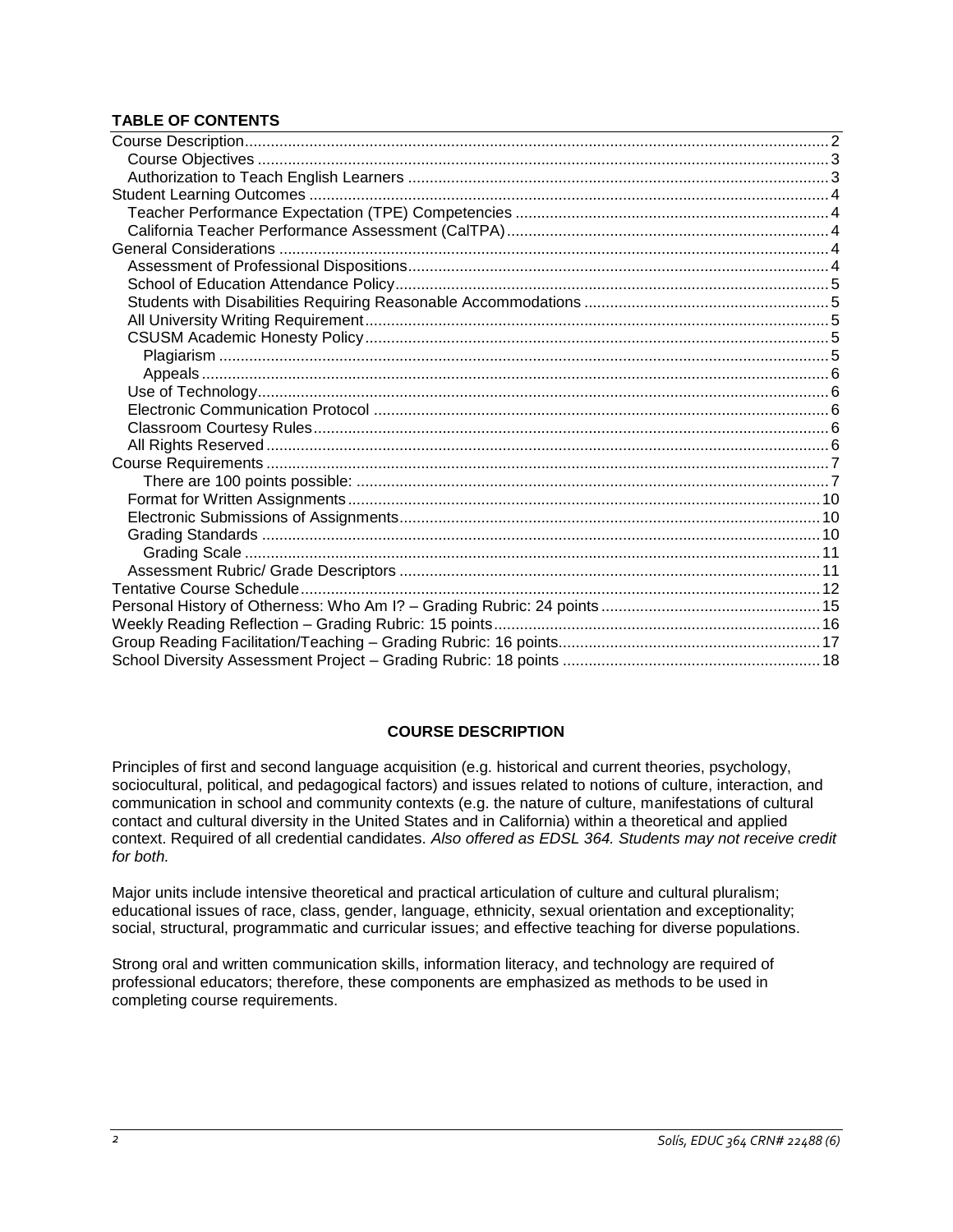**TABLE OF CONTENTS**

Course Description .......... 2
- Course Objectives .......... 3
- Authorization to Teach English Learners .......... 3

Student Learning Outcomes .......... 4
- Teacher Performance Expectation (TPE) Competencies .......... 4
- California Teacher Performance Assessment (CalTPA) .......... 4

General Considerations .......... 4
- Assessment of Professional Dispositions .......... 4
- School of Education Attendance Policy .......... 5
- Students with Disabilities Requiring Reasonable Accommodations .......... 5
- All University Writing Requirement .......... 5
- CSUSM Academic Honesty Policy .......... 5
  - Plagiarism .......... 5
  - Appeals .......... 6
- Use of Technology .......... 6
- Electronic Communication Protocol .......... 6
- Classroom Courtesy Rules .......... 6
- All Rights Reserved .......... 6

Course Requirements .......... 7
  - There are 100 points possible: .......... 7
- Format for Written Assignments .......... 10
- Electronic Submissions of Assignments .......... 10
- Grading Standards .......... 10
  - Grading Scale .......... 11
- Assessment Rubric/ Grade Descriptors .......... 11

Tentative Course Schedule .......... 12

Personal History of Otherness: Who Am I? – Grading Rubric: 24 points .......... 15

Weekly Reading Reflection – Grading Rubric: 15 points .......... 16

Group Reading Facilitation/Teaching – Grading Rubric: 16 points .......... 17

School Diversity Assessment Project – Grading Rubric: 18 points .......... 18

## COURSE DESCRIPTION

Principles of first and second language acquisition (e.g. historical and current theories, psychology, sociocultural, political, and pedagogical factors) and issues related to notions of culture, interaction, and communication in school and community contexts (e.g. the nature of culture, manifestations of cultural contact and cultural diversity in the United States and in California) within a theoretical and applied context. Required of all credential candidates. *Also offered as EDSL 364. Students may not receive credit for both.*

Major units include intensive theoretical and practical articulation of culture and cultural pluralism; educational issues of race, class, gender, language, ethnicity, sexual orientation and exceptionality; social, structural, programmatic and curricular issues; and effective teaching for diverse populations.

Strong oral and written communication skills, information literacy, and technology are required of professional educators; therefore, these components are emphasized as methods to be used in completing course requirements.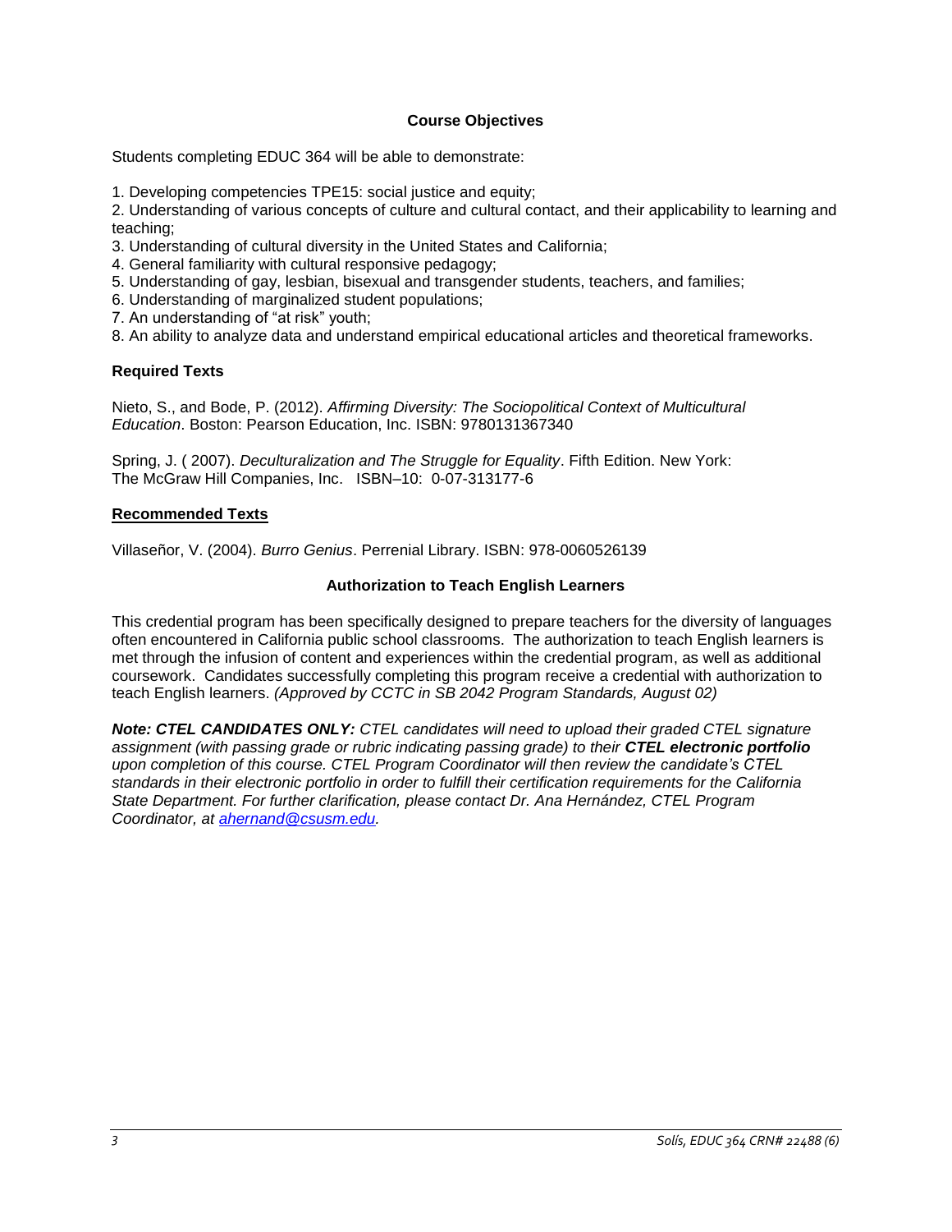## Course Objectives

Students completing EDUC 364 will be able to demonstrate:

1. Developing competencies TPE15: social justice and equity;
2. Understanding of various concepts of culture and cultural contact, and their applicability to learning and teaching;
3. Understanding of cultural diversity in the United States and California;
4. General familiarity with cultural responsive pedagogy;
5. Understanding of gay, lesbian, bisexual and transgender students, teachers, and families;
6. Understanding of marginalized student populations;
7. An understanding of "at risk" youth;
8. An ability to analyze data and understand empirical educational articles and theoretical frameworks.

### Required Texts

Nieto, S., and Bode, P. (2012). *Affirming Diversity: The Sociopolitical Context of Multicultural Education*. Boston: Pearson Education, Inc. ISBN: 9780131367340

Spring, J. ( 2007). *Deculturalization and The Struggle for Equality*. Fifth Edition. New York: The McGraw Hill Companies, Inc. ISBN–10: 0-07-313177-6

### Recommended Texts

Villaseñor, V. (2004). *Burro Genius*. Perrenial Library. ISBN: 978-0060526139

## Authorization to Teach English Learners

This credential program has been specifically designed to prepare teachers for the diversity of languages often encountered in California public school classrooms. The authorization to teach English learners is met through the infusion of content and experiences within the credential program, as well as additional coursework. Candidates successfully completing this program receive a credential with authorization to teach English learners. *(Approved by CCTC in SB 2042 Program Standards, August 02)*

***Note: CTEL CANDIDATES ONLY:*** *CTEL candidates will need to upload their graded CTEL signature assignment (with passing grade or rubric indicating passing grade) to their* ***CTEL electronic portfolio*** *upon completion of this course. CTEL Program Coordinator will then review the candidate's CTEL standards in their electronic portfolio in order to fulfill their certification requirements for the California State Department. For further clarification, please contact Dr. Ana Hernández, CTEL Program Coordinator, at [ahernand@csusm.edu](mailto:ahernand@csusm.edu).*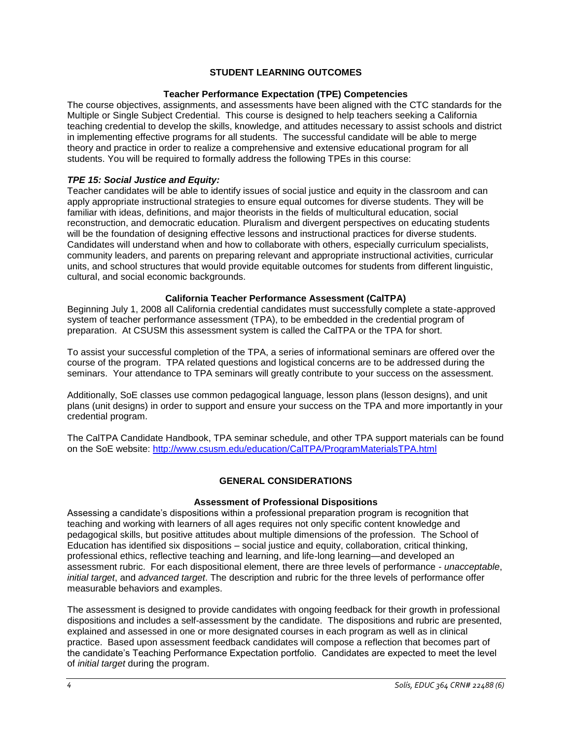## STUDENT LEARNING OUTCOMES

### Teacher Performance Expectation (TPE) Competencies

The course objectives, assignments, and assessments have been aligned with the CTC standards for the Multiple or Single Subject Credential. This course is designed to help teachers seeking a California teaching credential to develop the skills, knowledge, and attitudes necessary to assist schools and district in implementing effective programs for all students. The successful candidate will be able to merge theory and practice in order to realize a comprehensive and extensive educational program for all students. You will be required to formally address the following TPEs in this course:

***TPE 15: Social Justice and Equity:***

Teacher candidates will be able to identify issues of social justice and equity in the classroom and can apply appropriate instructional strategies to ensure equal outcomes for diverse students. They will be familiar with ideas, definitions, and major theorists in the fields of multicultural education, social reconstruction, and democratic education. Pluralism and divergent perspectives on educating students will be the foundation of designing effective lessons and instructional practices for diverse students. Candidates will understand when and how to collaborate with others, especially curriculum specialists, community leaders, and parents on preparing relevant and appropriate instructional activities, curricular units, and school structures that would provide equitable outcomes for students from different linguistic, cultural, and social economic backgrounds.

### California Teacher Performance Assessment (CalTPA)

Beginning July 1, 2008 all California credential candidates must successfully complete a state-approved system of teacher performance assessment (TPA), to be embedded in the credential program of preparation. At CSUSM this assessment system is called the CalTPA or the TPA for short.

To assist your successful completion of the TPA, a series of informational seminars are offered over the course of the program. TPA related questions and logistical concerns are to be addressed during the seminars. Your attendance to TPA seminars will greatly contribute to your success on the assessment.

Additionally, SoE classes use common pedagogical language, lesson plans (lesson designs), and unit plans (unit designs) in order to support and ensure your success on the TPA and more importantly in your credential program.

The CalTPA Candidate Handbook, TPA seminar schedule, and other TPA support materials can be found on the SoE website: http://www.csusm.edu/education/CalTPA/ProgramMaterialsTPA.html

## GENERAL CONSIDERATIONS

### Assessment of Professional Dispositions

Assessing a candidate's dispositions within a professional preparation program is recognition that teaching and working with learners of all ages requires not only specific content knowledge and pedagogical skills, but positive attitudes about multiple dimensions of the profession. The School of Education has identified six dispositions – social justice and equity, collaboration, critical thinking, professional ethics, reflective teaching and learning, and life-long learning—and developed an assessment rubric. For each dispositional element, there are three levels of performance - *unacceptable*, *initial target*, and *advanced target*. The description and rubric for the three levels of performance offer measurable behaviors and examples.

The assessment is designed to provide candidates with ongoing feedback for their growth in professional dispositions and includes a self-assessment by the candidate. The dispositions and rubric are presented, explained and assessed in one or more designated courses in each program as well as in clinical practice. Based upon assessment feedback candidates will compose a reflection that becomes part of the candidate's Teaching Performance Expectation portfolio. Candidates are expected to meet the level of *initial target* during the program.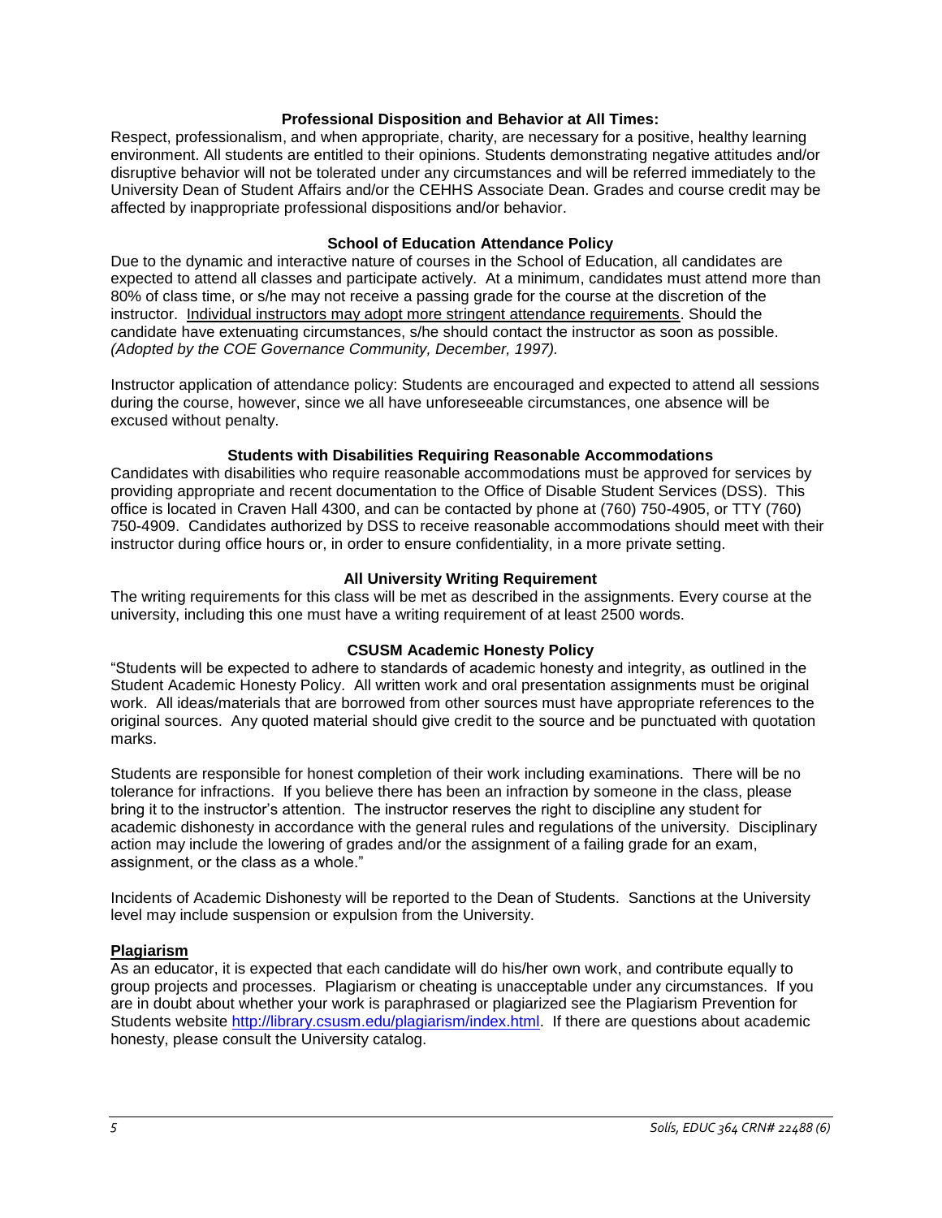### Professional Disposition and Behavior at All Times:

Respect, professionalism, and when appropriate, charity, are necessary for a positive, healthy learning environment. All students are entitled to their opinions. Students demonstrating negative attitudes and/or disruptive behavior will not be tolerated under any circumstances and will be referred immediately to the University Dean of Student Affairs and/or the CEHHS Associate Dean. Grades and course credit may be affected by inappropriate professional dispositions and/or behavior.

### School of Education Attendance Policy

Due to the dynamic and interactive nature of courses in the School of Education, all candidates are expected to attend all classes and participate actively. At a minimum, candidates must attend more than 80% of class time, or s/he may not receive a passing grade for the course at the discretion of the instructor. <u>Individual instructors may adopt more stringent attendance requirements</u>. Should the candidate have extenuating circumstances, s/he should contact the instructor as soon as possible. *(Adopted by the COE Governance Community, December, 1997).*

Instructor application of attendance policy: Students are encouraged and expected to attend all sessions during the course, however, since we all have unforeseeable circumstances, one absence will be excused without penalty.

### Students with Disabilities Requiring Reasonable Accommodations

Candidates with disabilities who require reasonable accommodations must be approved for services by providing appropriate and recent documentation to the Office of Disable Student Services (DSS). This office is located in Craven Hall 4300, and can be contacted by phone at (760) 750-4905, or TTY (760) 750-4909. Candidates authorized by DSS to receive reasonable accommodations should meet with their instructor during office hours or, in order to ensure confidentiality, in a more private setting.

### All University Writing Requirement

The writing requirements for this class will be met as described in the assignments. Every course at the university, including this one must have a writing requirement of at least 2500 words.

### CSUSM Academic Honesty Policy

"Students will be expected to adhere to standards of academic honesty and integrity, as outlined in the Student Academic Honesty Policy. All written work and oral presentation assignments must be original work. All ideas/materials that are borrowed from other sources must have appropriate references to the original sources. Any quoted material should give credit to the source and be punctuated with quotation marks.

Students are responsible for honest completion of their work including examinations. There will be no tolerance for infractions. If you believe there has been an infraction by someone in the class, please bring it to the instructor's attention. The instructor reserves the right to discipline any student for academic dishonesty in accordance with the general rules and regulations of the university. Disciplinary action may include the lowering of grades and/or the assignment of a failing grade for an exam, assignment, or the class as a whole."

Incidents of Academic Dishonesty will be reported to the Dean of Students. Sanctions at the University level may include suspension or expulsion from the University.

### <u>Plagiarism</u>

As an educator, it is expected that each candidate will do his/her own work, and contribute equally to group projects and processes. Plagiarism or cheating is unacceptable under any circumstances. If you are in doubt about whether your work is paraphrased or plagiarized see the Plagiarism Prevention for Students website http://library.csusm.edu/plagiarism/index.html. If there are questions about academic honesty, please consult the University catalog.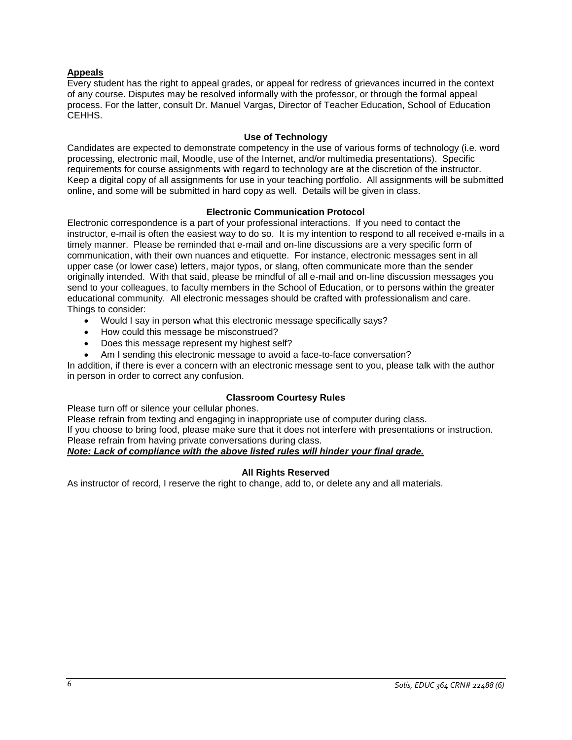**Appeals**

Every student has the right to appeal grades, or appeal for redress of grievances incurred in the context of any course. Disputes may be resolved informally with the professor, or through the formal appeal process. For the latter, consult Dr. Manuel Vargas, Director of Teacher Education, School of Education CEHHS.

### Use of Technology

Candidates are expected to demonstrate competency in the use of various forms of technology (i.e. word processing, electronic mail, Moodle, use of the Internet, and/or multimedia presentations). Specific requirements for course assignments with regard to technology are at the discretion of the instructor. Keep a digital copy of all assignments for use in your teaching portfolio. All assignments will be submitted online, and some will be submitted in hard copy as well. Details will be given in class.

### Electronic Communication Protocol

Electronic correspondence is a part of your professional interactions. If you need to contact the instructor, e-mail is often the easiest way to do so. It is my intention to respond to all received e-mails in a timely manner. Please be reminded that e-mail and on-line discussions are a very specific form of communication, with their own nuances and etiquette. For instance, electronic messages sent in all upper case (or lower case) letters, major typos, or slang, often communicate more than the sender originally intended. With that said, please be mindful of all e-mail and on-line discussion messages you send to your colleagues, to faculty members in the School of Education, or to persons within the greater educational community. All electronic messages should be crafted with professionalism and care. Things to consider:

- Would I say in person what this electronic message specifically says?
- How could this message be misconstrued?
- Does this message represent my highest self?
- Am I sending this electronic message to avoid a face-to-face conversation?

In addition, if there is ever a concern with an electronic message sent to you, please talk with the author in person in order to correct any confusion.

### Classroom Courtesy Rules

Please turn off or silence your cellular phones.
Please refrain from texting and engaging in inappropriate use of computer during class.
If you choose to bring food, please make sure that it does not interfere with presentations or instruction.
Please refrain from having private conversations during class.

***Note: Lack of compliance with the above listed rules will hinder your final grade.***

### All Rights Reserved

As instructor of record, I reserve the right to change, add to, or delete any and all materials.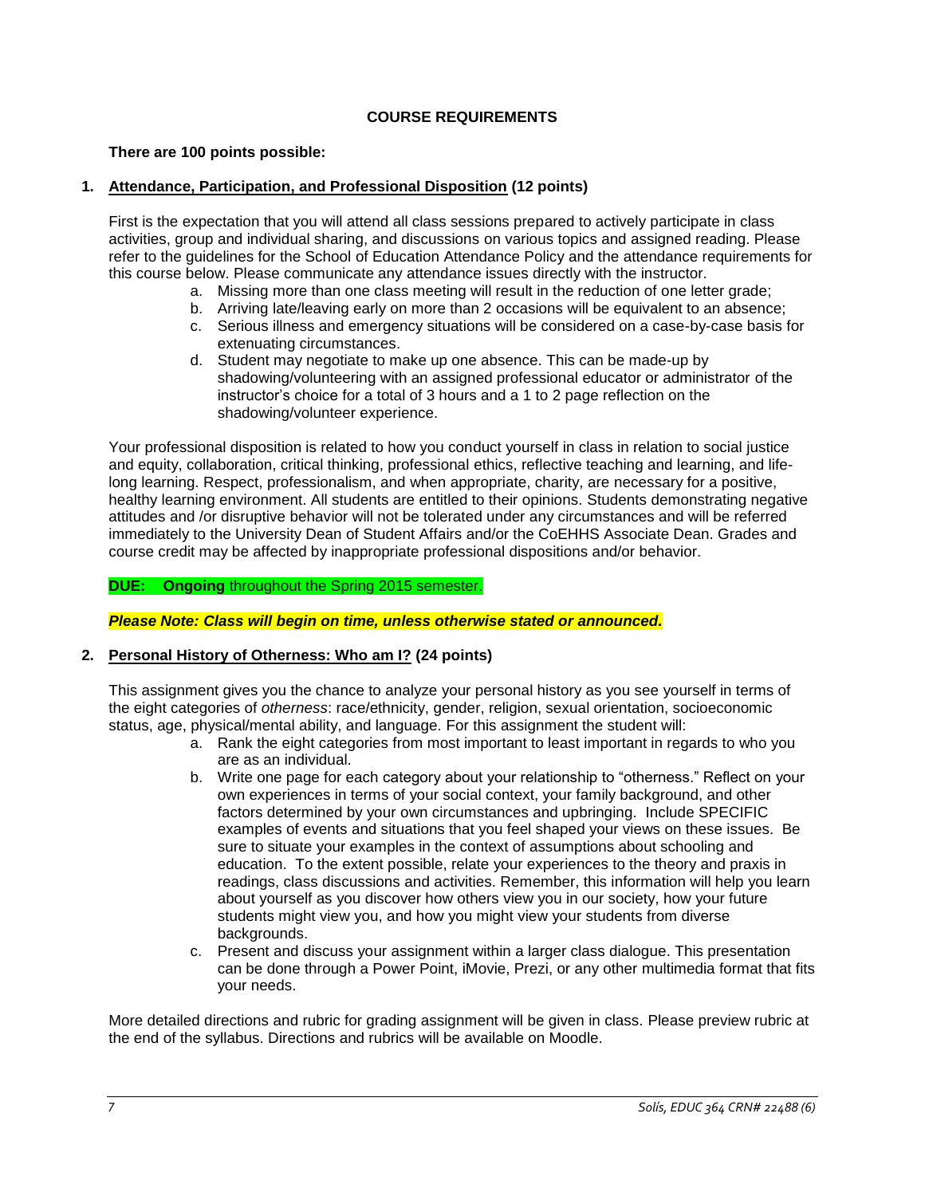## COURSE REQUIREMENTS

**There are 100 points possible:**

### 1. Attendance, Participation, and Professional Disposition (12 points)

First is the expectation that you will attend all class sessions prepared to actively participate in class activities, group and individual sharing, and discussions on various topics and assigned reading. Please refer to the guidelines for the School of Education Attendance Policy and the attendance requirements for this course below. Please communicate any attendance issues directly with the instructor.

a. Missing more than one class meeting will result in the reduction of one letter grade;
b. Arriving late/leaving early on more than 2 occasions will be equivalent to an absence;
c. Serious illness and emergency situations will be considered on a case-by-case basis for extenuating circumstances.
d. Student may negotiate to make up one absence. This can be made-up by shadowing/volunteering with an assigned professional educator or administrator of the instructor's choice for a total of 3 hours and a 1 to 2 page reflection on the shadowing/volunteer experience.

Your professional disposition is related to how you conduct yourself in class in relation to social justice and equity, collaboration, critical thinking, professional ethics, reflective teaching and learning, and life-long learning. Respect, professionalism, and when appropriate, charity, are necessary for a positive, healthy learning environment. All students are entitled to their opinions. Students demonstrating negative attitudes and /or disruptive behavior will not be tolerated under any circumstances and will be referred immediately to the University Dean of Student Affairs and/or the CoEHHS Associate Dean. Grades and course credit may be affected by inappropriate professional dispositions and/or behavior.

**DUE: Ongoing** throughout the Spring 2015 semester.

***Please Note: Class will begin on time, unless otherwise stated or announced.***

### 2. Personal History of Otherness: Who am I? (24 points)

This assignment gives you the chance to analyze your personal history as you see yourself in terms of the eight categories of *otherness*: race/ethnicity, gender, religion, sexual orientation, socioeconomic status, age, physical/mental ability, and language. For this assignment the student will:

a. Rank the eight categories from most important to least important in regards to who you are as an individual.
b. Write one page for each category about your relationship to "otherness." Reflect on your own experiences in terms of your social context, your family background, and other factors determined by your own circumstances and upbringing. Include SPECIFIC examples of events and situations that you feel shaped your views on these issues. Be sure to situate your examples in the context of assumptions about schooling and education. To the extent possible, relate your experiences to the theory and praxis in readings, class discussions and activities. Remember, this information will help you learn about yourself as you discover how others view you in our society, how your future students might view you, and how you might view your students from diverse backgrounds.
c. Present and discuss your assignment within a larger class dialogue. This presentation can be done through a Power Point, iMovie, Prezi, or any other multimedia format that fits your needs.

More detailed directions and rubric for grading assignment will be given in class. Please preview rubric at the end of the syllabus. Directions and rubrics will be available on Moodle.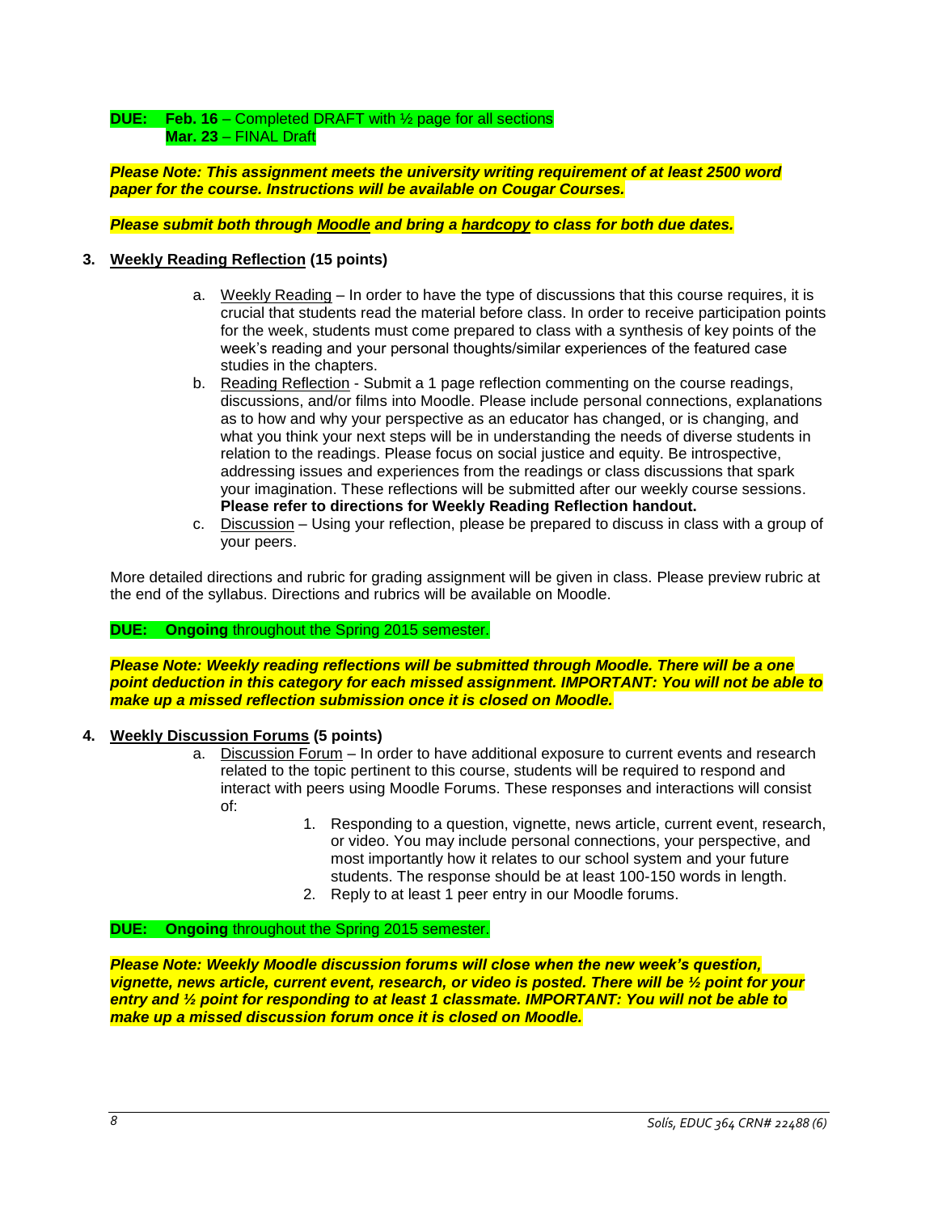**DUE:** **Feb. 16** – Completed DRAFT with ½ page for all sections
**Mar. 23** – FINAL Draft

***Please Note: This assignment meets the university writing requirement of at least 2500 word paper for the course. Instructions will be available on Cougar Courses.***

***Please submit both through Moodle and bring a hardcopy to class for both due dates.***

3. **Weekly Reading Reflection (15 points)**

   a. Weekly Reading – In order to have the type of discussions that this course requires, it is crucial that students read the material before class. In order to receive participation points for the week, students must come prepared to class with a synthesis of key points of the week's reading and your personal thoughts/similar experiences of the featured case studies in the chapters.
   b. Reading Reflection - Submit a 1 page reflection commenting on the course readings, discussions, and/or films into Moodle. Please include personal connections, explanations as to how and why your perspective as an educator has changed, or is changing, and what you think your next steps will be in understanding the needs of diverse students in relation to the readings. Please focus on social justice and equity. Be introspective, addressing issues and experiences from the readings or class discussions that spark your imagination. These reflections will be submitted after our weekly course sessions. **Please refer to directions for Weekly Reading Reflection handout.**
   c. Discussion – Using your reflection, please be prepared to discuss in class with a group of your peers.

More detailed directions and rubric for grading assignment will be given in class. Please preview rubric at the end of the syllabus. Directions and rubrics will be available on Moodle.

**DUE:** **Ongoing** throughout the Spring 2015 semester.

***Please Note: Weekly reading reflections will be submitted through Moodle. There will be a one point deduction in this category for each missed assignment. IMPORTANT: You will not be able to make up a missed reflection submission once it is closed on Moodle.***

4. **Weekly Discussion Forums (5 points)**

   a. Discussion Forum – In order to have additional exposure to current events and research related to the topic pertinent to this course, students will be required to respond and interact with peers using Moodle Forums. These responses and interactions will consist of:
      1. Responding to a question, vignette, news article, current event, research, or video. You may include personal connections, your perspective, and most importantly how it relates to our school system and your future students. The response should be at least 100-150 words in length.
      2. Reply to at least 1 peer entry in our Moodle forums.

**DUE:** **Ongoing** throughout the Spring 2015 semester.

***Please Note: Weekly Moodle discussion forums will close when the new week's question, vignette, news article, current event, research, or video is posted. There will be ½ point for your entry and ½ point for responding to at least 1 classmate. IMPORTANT: You will not be able to make up a missed discussion forum once it is closed on Moodle.***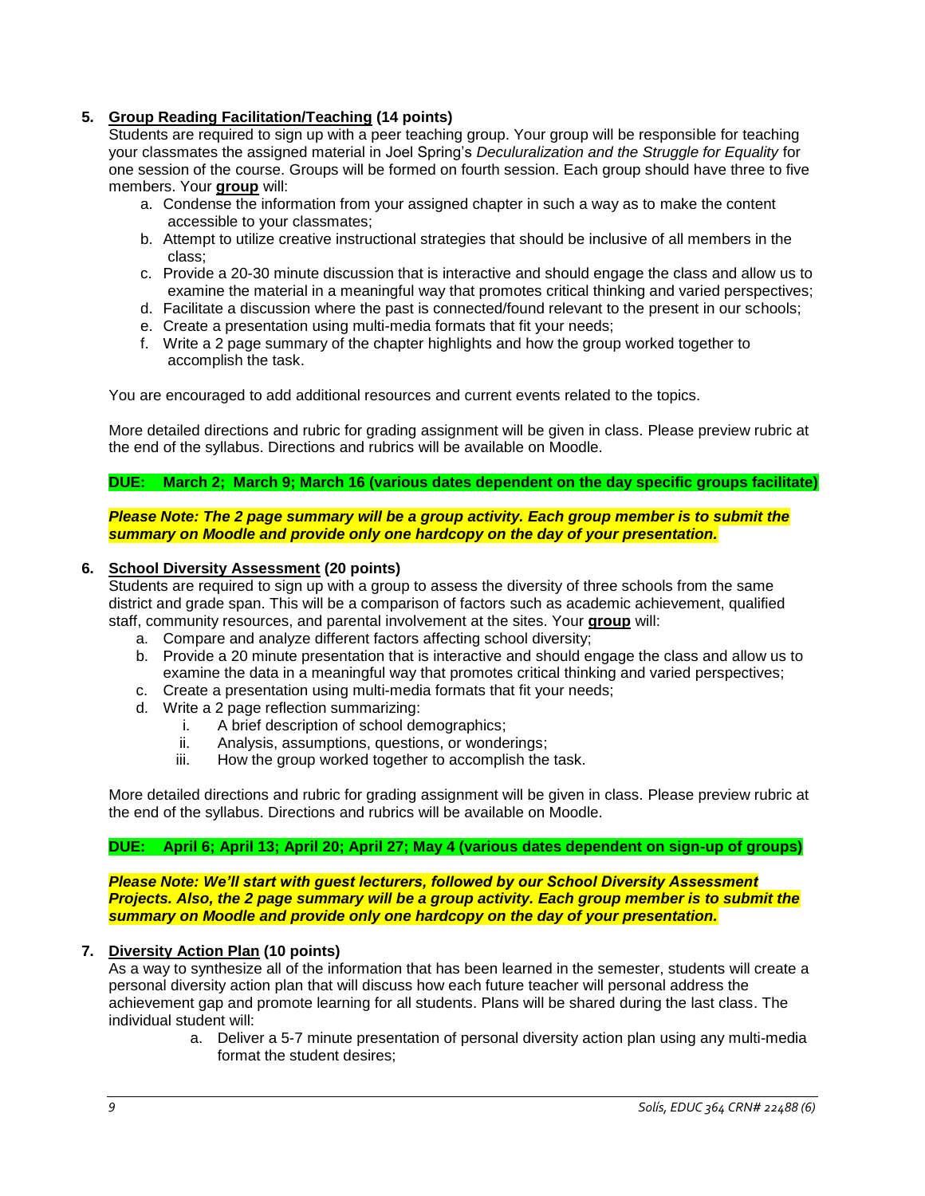5. **<u>Group Reading Facilitation/Teaching</u> (14 points)**

Students are required to sign up with a peer teaching group. Your group will be responsible for teaching your classmates the assigned material in Joel Spring's *Deculturalization and the Struggle for Equality* for one session of the course. Groups will be formed on fourth session. Each group should have three to five members. Your **<u>group</u>** will:

a. Condense the information from your assigned chapter in such a way as to make the content accessible to your classmates;
b. Attempt to utilize creative instructional strategies that should be inclusive of all members in the class;
c. Provide a 20-30 minute discussion that is interactive and should engage the class and allow us to examine the material in a meaningful way that promotes critical thinking and varied perspectives;
d. Facilitate a discussion where the past is connected/found relevant to the present in our schools;
e. Create a presentation using multi-media formats that fit your needs;
f. Write a 2 page summary of the chapter highlights and how the group worked together to accomplish the task.

You are encouraged to add additional resources and current events related to the topics.

More detailed directions and rubric for grading assignment will be given in class. Please preview rubric at the end of the syllabus. Directions and rubrics will be available on Moodle.

**DUE: March 2; March 9; March 16 (various dates dependent on the day specific groups facilitate)**

***Please Note: The 2 page summary will be a group activity. Each group member is to submit the summary on Moodle and provide only one hardcopy on the day of your presentation.***

6. **<u>School Diversity Assessment</u> (20 points)**

Students are required to sign up with a group to assess the diversity of three schools from the same district and grade span. This will be a comparison of factors such as academic achievement, qualified staff, community resources, and parental involvement at the sites. Your **<u>group</u>** will:

a. Compare and analyze different factors affecting school diversity;
b. Provide a 20 minute presentation that is interactive and should engage the class and allow us to examine the data in a meaningful way that promotes critical thinking and varied perspectives;
c. Create a presentation using multi-media formats that fit your needs;
d. Write a 2 page reflection summarizing:
   i. A brief description of school demographics;
   ii. Analysis, assumptions, questions, or wonderings;
   iii. How the group worked together to accomplish the task.

More detailed directions and rubric for grading assignment will be given in class. Please preview rubric at the end of the syllabus. Directions and rubrics will be available on Moodle.

**DUE: April 6; April 13; April 20; April 27; May 4 (various dates dependent on sign-up of groups)**

***Please Note: We'll start with guest lecturers, followed by our School Diversity Assessment Projects. Also, the 2 page summary will be a group activity. Each group member is to submit the summary on Moodle and provide only one hardcopy on the day of your presentation.***

7. **<u>Diversity Action Plan</u> (10 points)**

As a way to synthesize all of the information that has been learned in the semester, students will create a personal diversity action plan that will discuss how each future teacher will personal address the achievement gap and promote learning for all students. Plans will be shared during the last class. The individual student will:

a. Deliver a 5-7 minute presentation of personal diversity action plan using any multi-media format the student desires;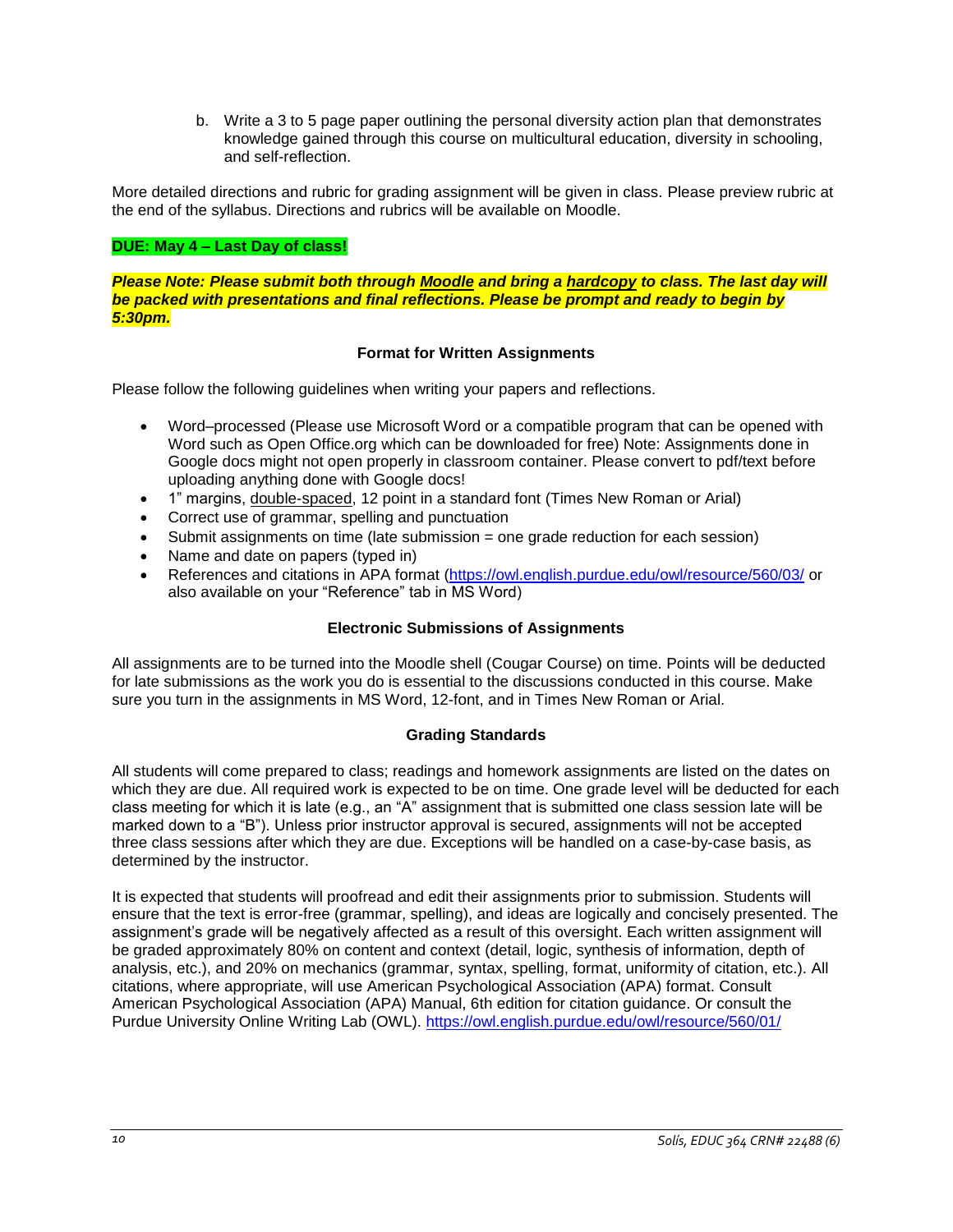b. Write a 3 to 5 page paper outlining the personal diversity action plan that demonstrates knowledge gained through this course on multicultural education, diversity in schooling, and self-reflection.

More detailed directions and rubric for grading assignment will be given in class. Please preview rubric at the end of the syllabus. Directions and rubrics will be available on Moodle.

**DUE: May 4 – Last Day of class!**

***Please Note: Please submit both through Moodle and bring a hardcopy to class. The last day will be packed with presentations and final reflections. Please be prompt and ready to begin by 5:30pm.***

### Format for Written Assignments

Please follow the following guidelines when writing your papers and reflections.

- Word–processed (Please use Microsoft Word or a compatible program that can be opened with Word such as Open Office.org which can be downloaded for free) Note: Assignments done in Google docs might not open properly in classroom container. Please convert to pdf/text before uploading anything done with Google docs!
- 1" margins, double-spaced, 12 point in a standard font (Times New Roman or Arial)
- Correct use of grammar, spelling and punctuation
- Submit assignments on time (late submission = one grade reduction for each session)
- Name and date on papers (typed in)
- References and citations in APA format (https://owl.english.purdue.edu/owl/resource/560/03/ or also available on your "Reference" tab in MS Word)

### Electronic Submissions of Assignments

All assignments are to be turned into the Moodle shell (Cougar Course) on time. Points will be deducted for late submissions as the work you do is essential to the discussions conducted in this course. Make sure you turn in the assignments in MS Word, 12-font, and in Times New Roman or Arial.

### Grading Standards

All students will come prepared to class; readings and homework assignments are listed on the dates on which they are due. All required work is expected to be on time. One grade level will be deducted for each class meeting for which it is late (e.g., an "A" assignment that is submitted one class session late will be marked down to a "B"). Unless prior instructor approval is secured, assignments will not be accepted three class sessions after which they are due. Exceptions will be handled on a case-by-case basis, as determined by the instructor.

It is expected that students will proofread and edit their assignments prior to submission. Students will ensure that the text is error-free (grammar, spelling), and ideas are logically and concisely presented. The assignment's grade will be negatively affected as a result of this oversight. Each written assignment will be graded approximately 80% on content and context (detail, logic, synthesis of information, depth of analysis, etc.), and 20% on mechanics (grammar, syntax, spelling, format, uniformity of citation, etc.). All citations, where appropriate, will use American Psychological Association (APA) format. Consult American Psychological Association (APA) Manual, 6th edition for citation guidance. Or consult the Purdue University Online Writing Lab (OWL). https://owl.english.purdue.edu/owl/resource/560/01/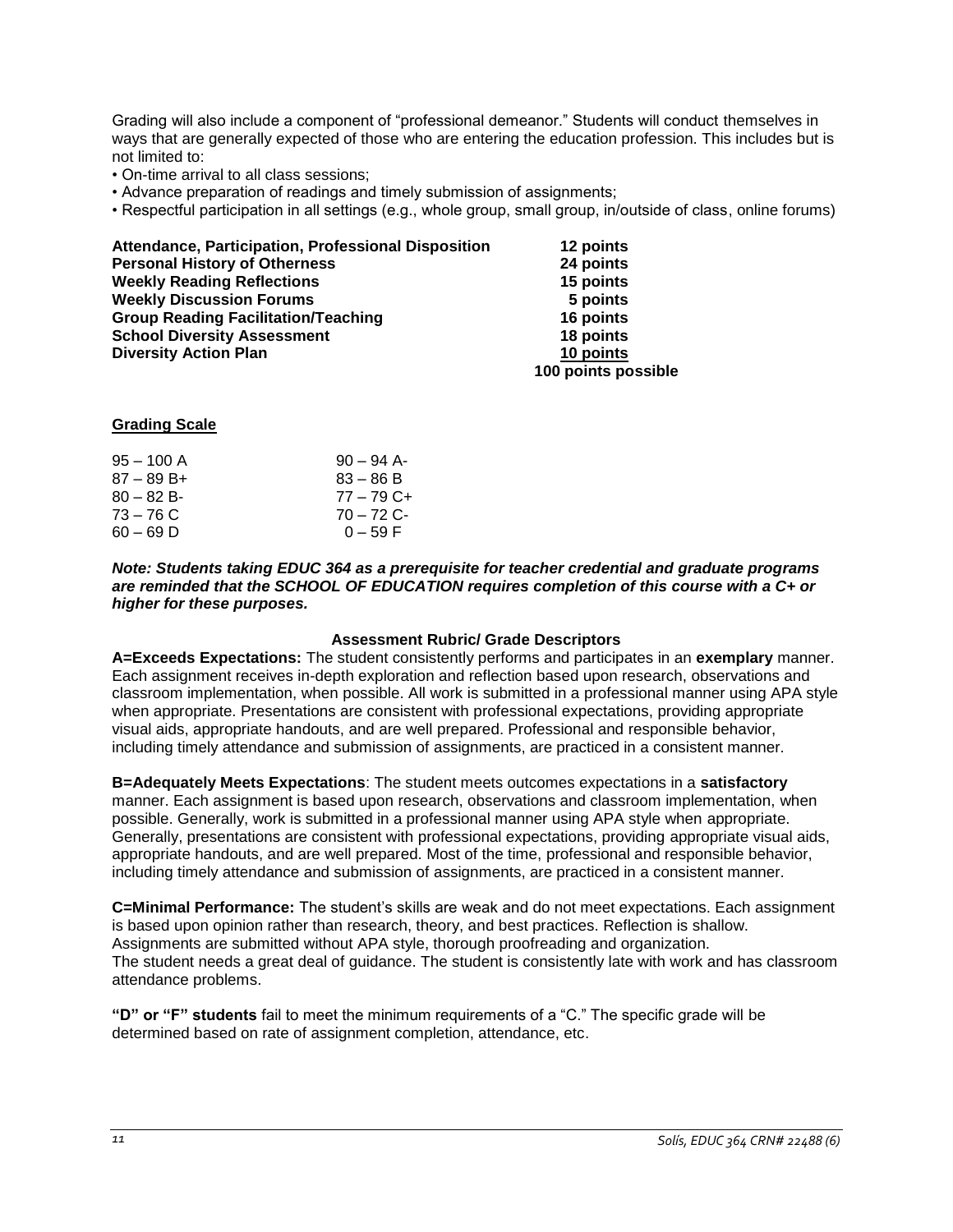Grading will also include a component of "professional demeanor." Students will conduct themselves in ways that are generally expected of those who are entering the education profession. This includes but is not limited to:

- On-time arrival to all class sessions;
- Advance preparation of readings and timely submission of assignments;
- Respectful participation in all settings (e.g., whole group, small group, in/outside of class, online forums)

| | |
|---|---|
| **Attendance, Participation, Professional Disposition** | **12 points** |
| **Personal History of Otherness** | **24 points** |
| **Weekly Reading Reflections** | **15 points** |
| **Weekly Discussion Forums** | **5 points** |
| **Group Reading Facilitation/Teaching** | **16 points** |
| **School Diversity Assessment** | **18 points** |
| **Diversity Action Plan** | **10 points** |
| | **100 points possible** |

## Grading Scale

| | |
|---|---|
| 95 – 100 A | 90 – 94 A- |
| 87 – 89 B+ | 83 – 86 B |
| 80 – 82 B- | 77 – 79 C+ |
| 73 – 76 C | 70 – 72 C- |
| 60 – 69 D | 0 – 59 F |

***Note: Students taking EDUC 364 as a prerequisite for teacher credential and graduate programs are reminded that the SCHOOL OF EDUCATION requires completion of this course with a C+ or higher for these purposes.***

### Assessment Rubric/ Grade Descriptors

**A=Exceeds Expectations:** The student consistently performs and participates in an **exemplary** manner. Each assignment receives in-depth exploration and reflection based upon research, observations and classroom implementation, when possible. All work is submitted in a professional manner using APA style when appropriate. Presentations are consistent with professional expectations, providing appropriate visual aids, appropriate handouts, and are well prepared. Professional and responsible behavior, including timely attendance and submission of assignments, are practiced in a consistent manner.

**B=Adequately Meets Expectations**: The student meets outcomes expectations in a **satisfactory** manner. Each assignment is based upon research, observations and classroom implementation, when possible. Generally, work is submitted in a professional manner using APA style when appropriate. Generally, presentations are consistent with professional expectations, providing appropriate visual aids, appropriate handouts, and are well prepared. Most of the time, professional and responsible behavior, including timely attendance and submission of assignments, are practiced in a consistent manner.

**C=Minimal Performance:** The student's skills are weak and do not meet expectations. Each assignment is based upon opinion rather than research, theory, and best practices. Reflection is shallow. Assignments are submitted without APA style, thorough proofreading and organization.
The student needs a great deal of guidance. The student is consistently late with work and has classroom attendance problems.

**"D" or "F" students** fail to meet the minimum requirements of a "C." The specific grade will be determined based on rate of assignment completion, attendance, etc.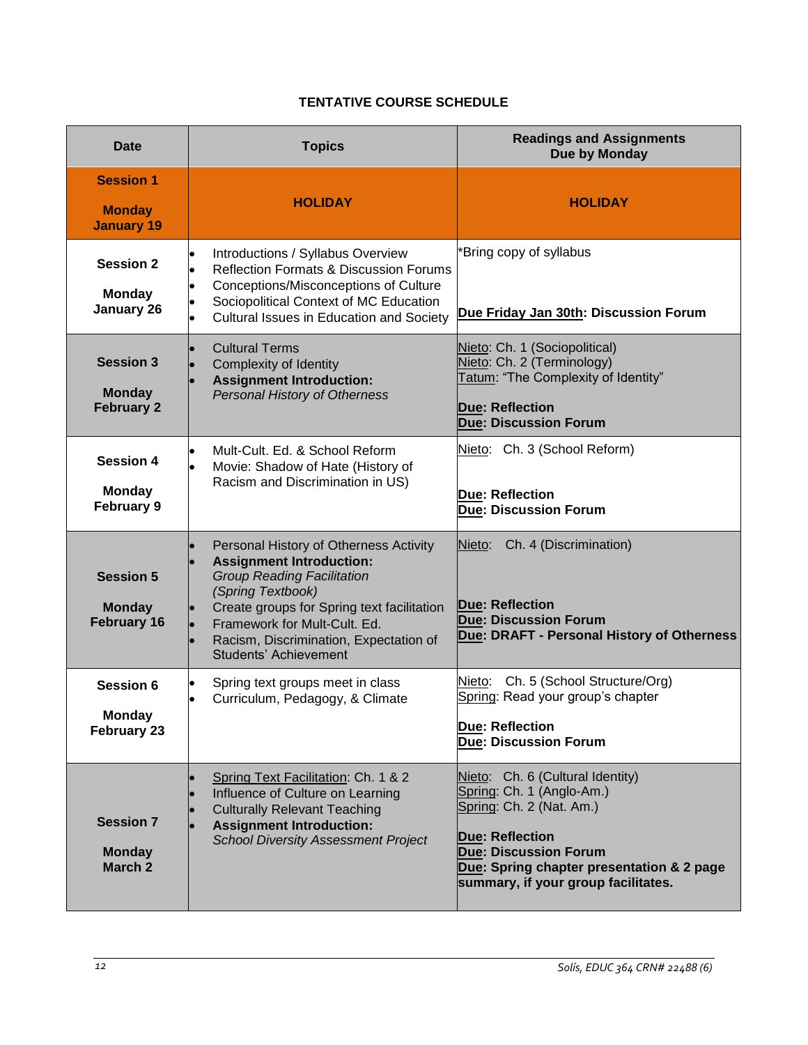## TENTATIVE COURSE SCHEDULE

| Date | Topics | Readings and Assignments Due by Monday |
|---|---|---|
| **Session 1**<br><br>**Monday January 19** | **HOLIDAY** | **HOLIDAY** |
| **Session 2**<br><br>**Monday January 26** | • Introductions / Syllabus Overview<br>• Reflection Formats & Discussion Forums<br>• Conceptions/Misconceptions of Culture<br>• Sociopolitical Context of MC Education<br>• Cultural Issues in Education and Society | *Bring copy of syllabus<br><br>**Due Friday Jan 30th: Discussion Forum** |
| **Session 3**<br><br>**Monday February 2** | • Cultural Terms<br>• Complexity of Identity<br>• **Assignment Introduction:** *Personal History of Otherness* | Nieto: Ch. 1 (Sociopolitical)<br>Nieto: Ch. 2 (Terminology)<br>Tatum: "The Complexity of Identity"<br><br>**Due: Reflection**<br>**Due: Discussion Forum** |
| **Session 4**<br><br>**Monday February 9** | • Mult-Cult. Ed. & School Reform<br>• Movie: Shadow of Hate (History of Racism and Discrimination in US) | Nieto: Ch. 3 (School Reform)<br><br>**Due: Reflection**<br>**Due: Discussion Forum** |
| **Session 5**<br><br>**Monday February 16** | • Personal History of Otherness Activity<br>• **Assignment Introduction:** *Group Reading Facilitation (Spring Textbook)*<br>• Create groups for Spring text facilitation<br>• Framework for Mult-Cult. Ed.<br>• Racism, Discrimination, Expectation of Students' Achievement | Nieto: Ch. 4 (Discrimination)<br><br>**Due: Reflection**<br>**Due: Discussion Forum**<br>**Due: DRAFT - Personal History of Otherness** |
| **Session 6**<br><br>**Monday February 23** | • Spring text groups meet in class<br>• Curriculum, Pedagogy, & Climate | Nieto: Ch. 5 (School Structure/Org)<br>Spring: Read your group's chapter<br><br>**Due: Reflection**<br>**Due: Discussion Forum** |
| **Session 7**<br><br>**Monday March 2** | • Spring Text Facilitation: Ch. 1 & 2<br>• Influence of Culture on Learning<br>• Culturally Relevant Teaching<br>• **Assignment Introduction:** *School Diversity Assessment Project* | Nieto: Ch. 6 (Cultural Identity)<br>Spring: Ch. 1 (Anglo-Am.)<br>Spring: Ch. 2 (Nat. Am.)<br><br>**Due: Reflection**<br>**Due: Discussion Forum**<br>**Due: Spring chapter presentation & 2 page summary, if your group facilitates.** |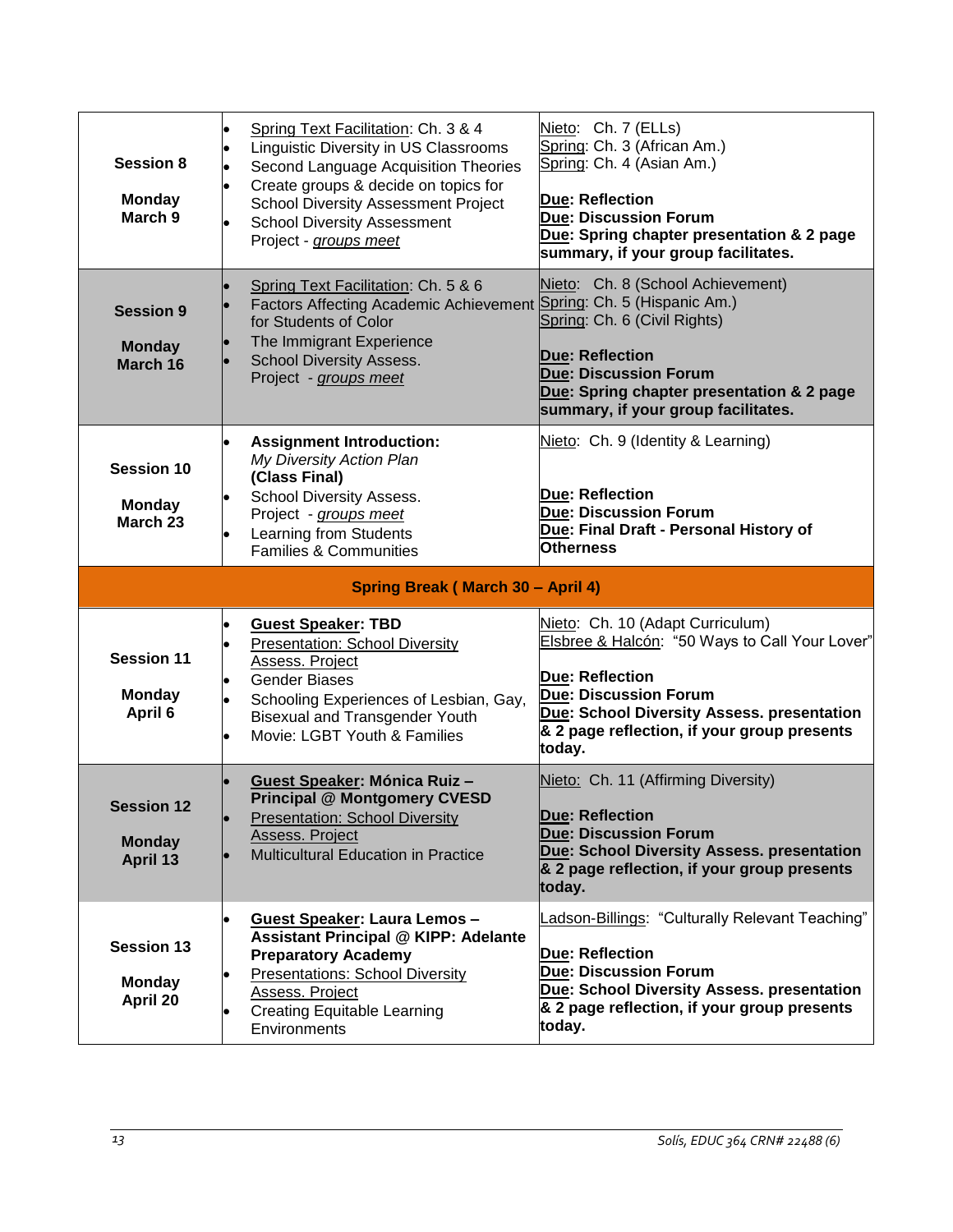| | | |
|---|---|---|
| **Session 8**<br><br>**Monday March 9** | • Spring Text Facilitation: Ch. 3 & 4<br>• Linguistic Diversity in US Classrooms<br>• Second Language Acquisition Theories<br>• Create groups & decide on topics for School Diversity Assessment Project<br>• School Diversity Assessment Project - *groups meet* | Nieto: Ch. 7 (ELLs)<br>Spring: Ch. 3 (African Am.)<br>Spring: Ch. 4 (Asian Am.)<br><br>**Due: Reflection**<br>**Due: Discussion Forum**<br>**Due: Spring chapter presentation & 2 page summary, if your group facilitates.** |
| **Session 9**<br><br>**Monday March 16** | • Spring Text Facilitation: Ch. 5 & 6<br>• Factors Affecting Academic Achievement for Students of Color<br>• The Immigrant Experience<br>• School Diversity Assess. Project - *groups meet* | Nieto: Ch. 8 (School Achievement)<br>Spring: Ch. 5 (Hispanic Am.)<br>Spring: Ch. 6 (Civil Rights)<br><br>**Due: Reflection**<br>**Due: Discussion Forum**<br>**Due: Spring chapter presentation & 2 page summary, if your group facilitates.** |
| **Session 10**<br><br>**Monday March 23** | • **Assignment Introduction:** *My Diversity Action Plan* **(Class Final)**<br>• School Diversity Assess. Project - *groups meet*<br>• Learning from Students Families & Communities | Nieto: Ch. 9 (Identity & Learning)<br><br>**Due: Reflection**<br>**Due: Discussion Forum**<br>**Due: Final Draft - Personal History of Otherness** |
| **Spring Break ( March 30 – April 4)** | | |
| **Session 11**<br><br>**Monday April 6** | • **Guest Speaker: TBD**<br>• Presentation: School Diversity Assess. Project<br>• Gender Biases<br>• Schooling Experiences of Lesbian, Gay, Bisexual and Transgender Youth<br>• Movie: LGBT Youth & Families | Nieto: Ch. 10 (Adapt Curriculum)<br>Elsbree & Halcón: "50 Ways to Call Your Lover"<br><br>**Due: Reflection**<br>**Due: Discussion Forum**<br>**Due: School Diversity Assess. presentation & 2 page reflection, if your group presents today.** |
| **Session 12**<br><br>**Monday April 13** | • **Guest Speaker: Mónica Ruiz – Principal @ Montgomery CVESD**<br>• Presentation: School Diversity Assess. Project<br>• Multicultural Education in Practice | Nieto: Ch. 11 (Affirming Diversity)<br><br>**Due: Reflection**<br>**Due: Discussion Forum**<br>**Due: School Diversity Assess. presentation & 2 page reflection, if your group presents today.** |
| **Session 13**<br><br>**Monday April 20** | • **Guest Speaker: Laura Lemos – Assistant Principal @ KIPP: Adelante Preparatory Academy**<br>• Presentations: School Diversity Assess. Project<br>• Creating Equitable Learning Environments | Ladson-Billings: "Culturally Relevant Teaching"<br><br>**Due: Reflection**<br>**Due: Discussion Forum**<br>**Due: School Diversity Assess. presentation & 2 page reflection, if your group presents today.** |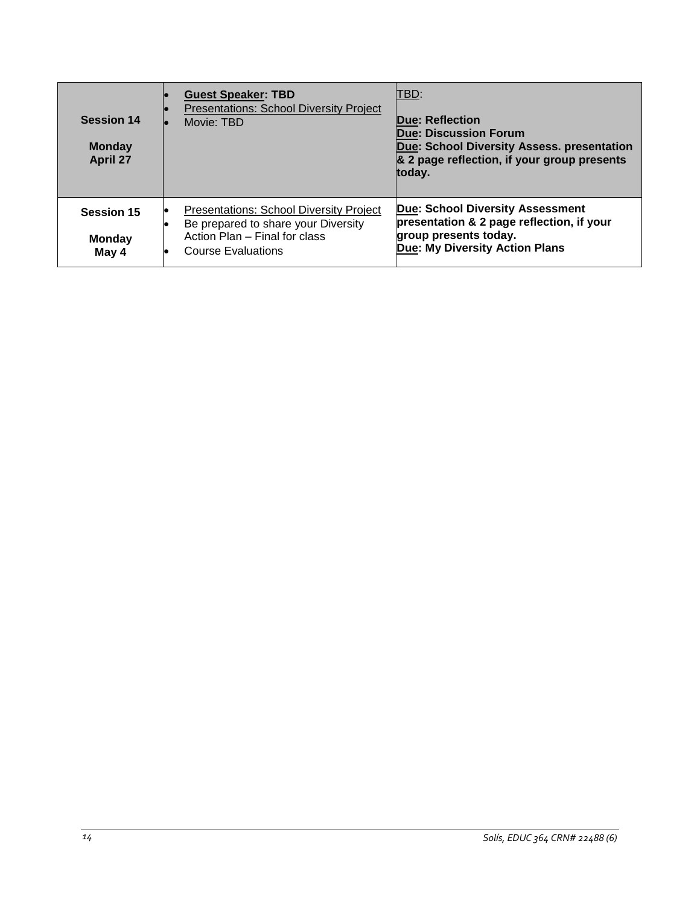| | | |
|---|---|---|
| **Session 14**<br><br>**Monday April 27** | • **Guest Speaker: TBD**<br>• Presentations: School Diversity Project<br>• Movie: TBD | TBD:<br><br>**Due: Reflection**<br>**Due: Discussion Forum**<br>**Due: School Diversity Assess. presentation & 2 page reflection, if your group presents today.** |
| **Session 15**<br><br>**Monday May 4** | • Presentations: School Diversity Project<br>• Be prepared to share your Diversity Action Plan – Final for class<br>• Course Evaluations | **Due: School Diversity Assessment presentation & 2 page reflection, if your group presents today.**<br>**Due: My Diversity Action Plans** |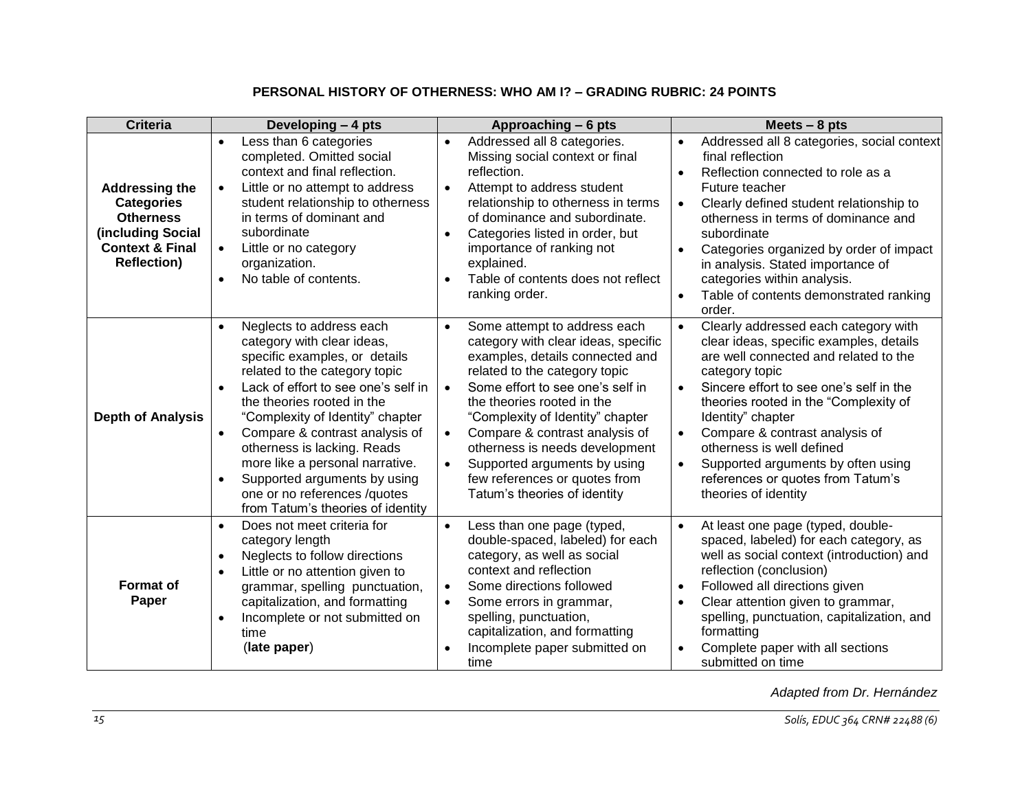**PERSONAL HISTORY OF OTHERNESS: WHO AM I? – GRADING RUBRIC: 24 POINTS**

| Criteria | Developing – 4 pts | Approaching – 6 pts | Meets – 8 pts |
|---|---|---|---|
| **Addressing the Categories Otherness (including Social Context & Final Reflection)** | • Less than 6 categories completed. Omitted social context and final reflection.<br>• Little or no attempt to address student relationship to otherness in terms of dominant and subordinate<br>• Little or no category organization.<br>• No table of contents. | • Addressed all 8 categories. Missing social context or final reflection.<br>• Attempt to address student relationship to otherness in terms of dominance and subordinate.<br>• Categories listed in order, but importance of ranking not explained.<br>• Table of contents does not reflect ranking order. | • Addressed all 8 categories, social context final reflection<br>• Reflection connected to role as a Future teacher<br>• Clearly defined student relationship to otherness in terms of dominance and subordinate<br>• Categories organized by order of impact in analysis. Stated importance of categories within analysis.<br>• Table of contents demonstrated ranking order. |
| **Depth of Analysis** | • Neglects to address each category with clear ideas, specific examples, or details related to the category topic<br>• Lack of effort to see one's self in the theories rooted in the "Complexity of Identity" chapter<br>• Compare & contrast analysis of otherness is lacking. Reads more like a personal narrative.<br>• Supported arguments by using one or no references /quotes from Tatum's theories of identity | • Some attempt to address each category with clear ideas, specific examples, details connected and related to the category topic<br>• Some effort to see one's self in the theories rooted in the "Complexity of Identity" chapter<br>• Compare & contrast analysis of otherness is needs development<br>• Supported arguments by using few references or quotes from Tatum's theories of identity | • Clearly addressed each category with clear ideas, specific examples, details are well connected and related to the category topic<br>• Sincere effort to see one's self in the theories rooted in the "Complexity of Identity" chapter<br>• Compare & contrast analysis of otherness is well defined<br>• Supported arguments by often using references or quotes from Tatum's theories of identity |
| **Format of Paper** | • Does not meet criteria for category length<br>• Neglects to follow directions<br>• Little or no attention given to grammar, spelling punctuation, capitalization, and formatting<br>• Incomplete or not submitted on time (**late paper**) | • Less than one page (typed, double-spaced, labeled) for each category, as well as social context and reflection<br>• Some directions followed<br>• Some errors in grammar, spelling, punctuation, capitalization, and formatting<br>• Incomplete paper submitted on time | • At least one page (typed, double-spaced, labeled) for each category, as well as social context (introduction) and reflection (conclusion)<br>• Followed all directions given<br>• Clear attention given to grammar, spelling, punctuation, capitalization, and formatting<br>• Complete paper with all sections submitted on time |

*Adapted from Dr. Hernández*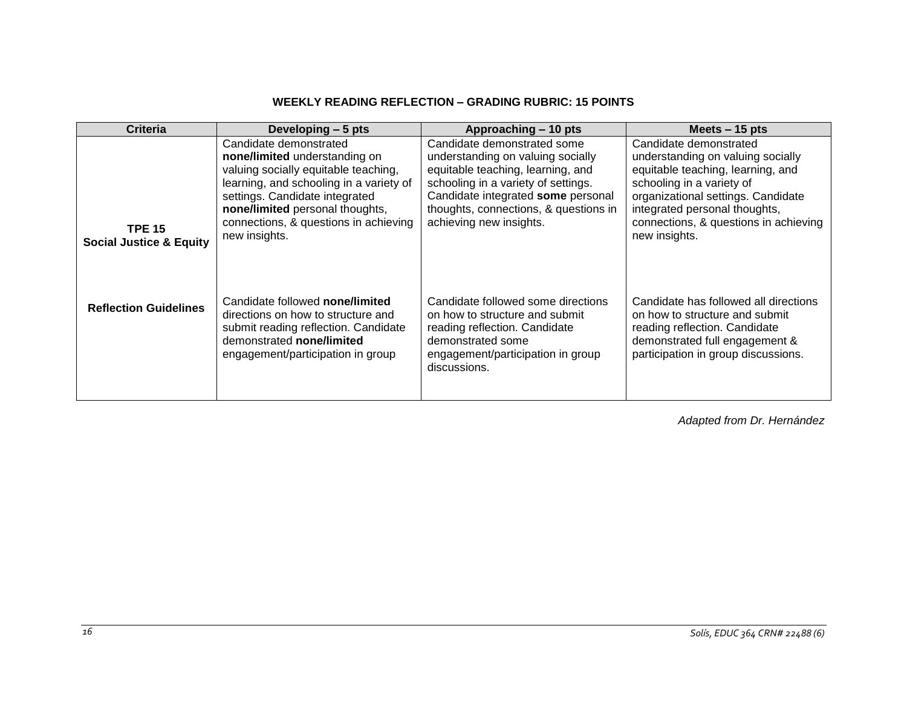**WEEKLY READING REFLECTION – GRADING RUBRIC: 15 POINTS**

| Criteria | Developing – 5 pts | Approaching – 10 pts | Meets – 15 pts |
|---|---|---|---|
| **TPE 15 Social Justice & Equity** | Candidate demonstrated **none/limited** understanding on valuing socially equitable teaching, learning, and schooling in a variety of settings. Candidate integrated **none/limited** personal thoughts, connections, & questions in achieving new insights. | Candidate demonstrated some understanding on valuing socially equitable teaching, learning, and schooling in a variety of settings. Candidate integrated **some** personal thoughts, connections, & questions in achieving new insights. | Candidate demonstrated understanding on valuing socially equitable teaching, learning, and schooling in a variety of organizational settings. Candidate integrated personal thoughts, connections, & questions in achieving new insights. |
| **Reflection Guidelines** | Candidate followed **none/limited** directions on how to structure and submit reading reflection. Candidate demonstrated **none/limited** engagement/participation in group | Candidate followed some directions on how to structure and submit reading reflection. Candidate demonstrated some engagement/participation in group discussions. | Candidate has followed all directions on how to structure and submit reading reflection. Candidate demonstrated full engagement & participation in group discussions. |

*Adapted from Dr. Hernández*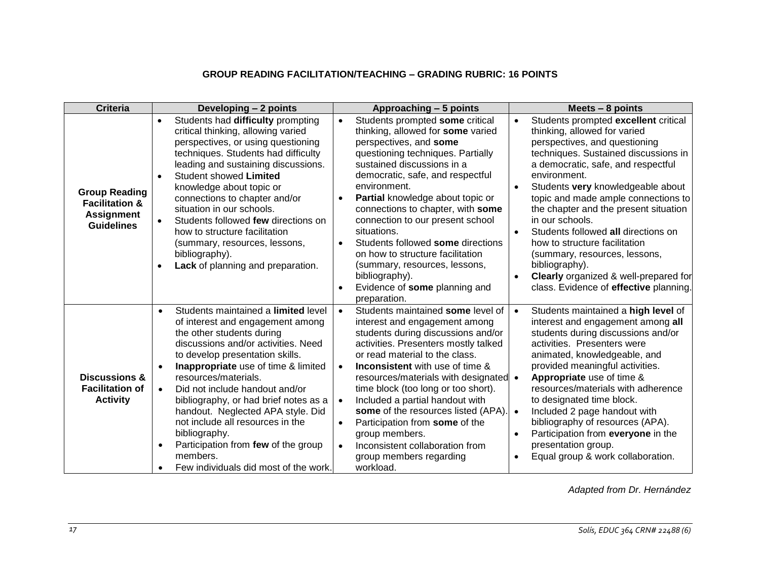**GROUP READING FACILITATION/TEACHING – GRADING RUBRIC: 16 POINTS**

| Criteria | Developing – 2 points | Approaching – 5 points | Meets – 8 points |
|---|---|---|---|
| **Group Reading Facilitation & Assignment Guidelines** | • Students had **difficulty** prompting critical thinking, allowing varied perspectives, or using questioning techniques. Students had difficulty leading and sustaining discussions.<br>• Student showed **Limited** knowledge about topic or connections to chapter and/or situation in our schools.<br>• Students followed **few** directions on how to structure facilitation (summary, resources, lessons, bibliography).<br>• **Lack** of planning and preparation. | • Students prompted **some** critical thinking, allowed for **some** varied perspectives, and **some** questioning techniques. Partially sustained discussions in a democratic, safe, and respectful environment.<br>• **Partial** knowledge about topic or connections to chapter, with **some** connection to our present school situations.<br>• Students followed **some** directions on how to structure facilitation (summary, resources, lessons, bibliography).<br>• Evidence of **some** planning and preparation. | • Students prompted **excellent** critical thinking, allowed for varied perspectives, and questioning techniques. Sustained discussions in a democratic, safe, and respectful environment.<br>• Students **very** knowledgeable about topic and made ample connections to the chapter and the present situation in our schools.<br>• Students followed **all** directions on how to structure facilitation (summary, resources, lessons, bibliography).<br>• **Clearly** organized & well-prepared for class. Evidence of **effective** planning. |
| **Discussions & Facilitation of Activity** | • Students maintained a **limited** level of interest and engagement among the other students during discussions and/or activities. Need to develop presentation skills.<br>• **Inappropriate** use of time & limited resources/materials.<br>• Did not include handout and/or bibliography, or had brief notes as a handout. Neglected APA style. Did not include all resources in the bibliography.<br>• Participation from **few** of the group members.<br>• Few individuals did most of the work. | • Students maintained **some** level of interest and engagement among students during discussions and/or activities. Presenters mostly talked or read material to the class.<br>• **Inconsistent** with use of time & resources/materials with designated time block (too long or too short).<br>• Included a partial handout with **some** of the resources listed (APA).<br>• Participation from **some** of the group members.<br>• Inconsistent collaboration from group members regarding workload. | • Students maintained a **high level** of interest and engagement among **all** students during discussions and/or activities. Presenters were animated, knowledgeable, and provided meaningful activities.<br>• **Appropriate** use of time & resources/materials with adherence to designated time block.<br>• Included 2 page handout with bibliography of resources (APA).<br>• Participation from **everyone** in the presentation group.<br>• Equal group & work collaboration. |

*Adapted from Dr. Hernández*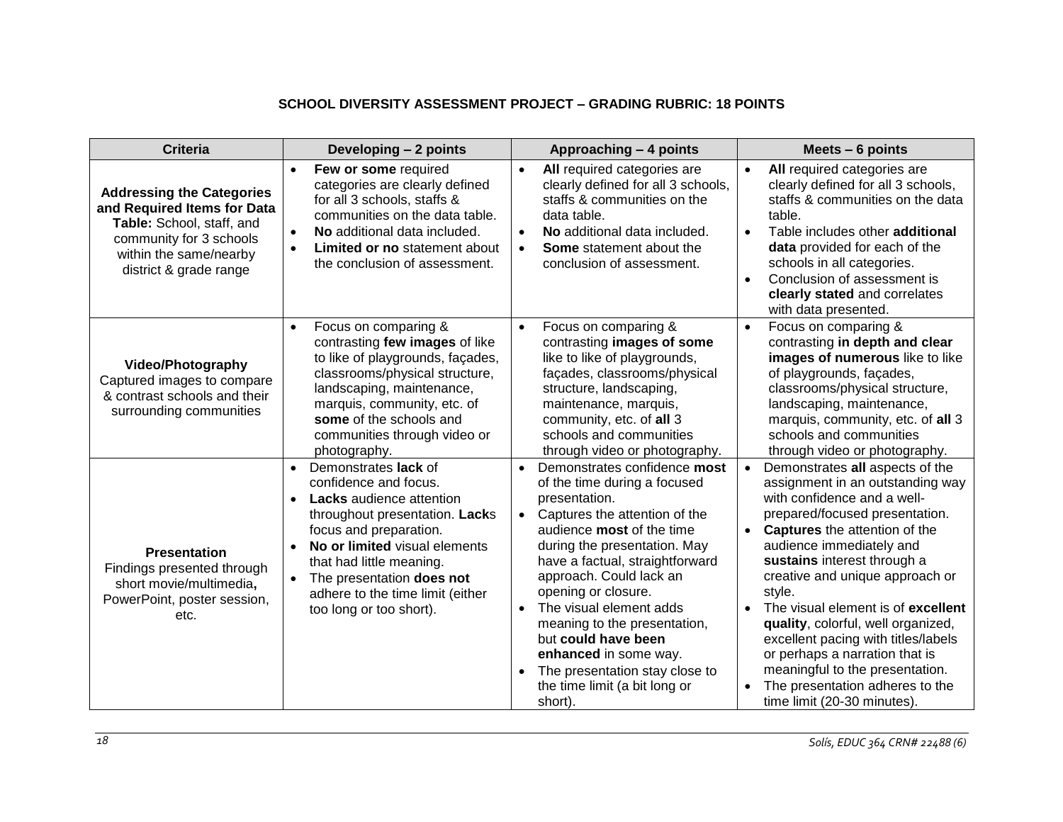**SCHOOL DIVERSITY ASSESSMENT PROJECT – GRADING RUBRIC: 18 POINTS**

| Criteria | Developing – 2 points | Approaching – 4 points | Meets – 6 points |
|---|---|---|---|
| **Addressing the Categories and Required Items for Data Table:** School, staff, and community for 3 schools within the same/nearby district & grade range | • **Few or some** required categories are clearly defined for all 3 schools, staffs & communities on the data table.<br>• **No** additional data included.<br>• **Limited or no** statement about the conclusion of assessment. | • **All** required categories are clearly defined for all 3 schools, staffs & communities on the data table.<br>• **No** additional data included.<br>• **Some** statement about the conclusion of assessment. | • **All** required categories are clearly defined for all 3 schools, staffs & communities on the data table.<br>• Table includes other **additional data** provided for each of the schools in all categories.<br>• Conclusion of assessment is **clearly stated** and correlates with data presented. |
| **Video/Photography** Captured images to compare & contrast schools and their surrounding communities | • Focus on comparing & contrasting **few images** of like to like of playgrounds, façades, classrooms/physical structure, landscaping, maintenance, marquis, community, etc. of **some** of the schools and communities through video or photography. | • Focus on comparing & contrasting **images of some** like to like of playgrounds, façades, classrooms/physical structure, landscaping, maintenance, marquis, community, etc. of **all** 3 schools and communities through video or photography. | • Focus on comparing & contrasting **in depth and clear images of numerous** like to like of playgrounds, façades, classrooms/physical structure, landscaping, maintenance, marquis, community, etc. of **all** 3 schools and communities through video or photography. |
| **Presentation** Findings presented through short movie/multimedia**,** PowerPoint, poster session, etc. | • Demonstrates **lack** of confidence and focus.<br>• **Lacks** audience attention throughout presentation. **Lack**s focus and preparation.<br>• **No or limited** visual elements that had little meaning.<br>• The presentation **does not** adhere to the time limit (either too long or too short). | • Demonstrates confidence **most** of the time during a focused presentation.<br>• Captures the attention of the audience **most** of the time during the presentation. May have a factual, straightforward approach. Could lack an opening or closure.<br>• The visual element adds meaning to the presentation, but **could have been enhanced** in some way.<br>• The presentation stay close to the time limit (a bit long or short). | • Demonstrates **all** aspects of the assignment in an outstanding way with confidence and a well-prepared/focused presentation.<br>• **Captures** the attention of the audience immediately and **sustains** interest through a creative and unique approach or style.<br>• The visual element is of **excellent quality**, colorful, well organized, excellent pacing with titles/labels or perhaps a narration that is meaningful to the presentation.<br>• The presentation adheres to the time limit (20-30 minutes). |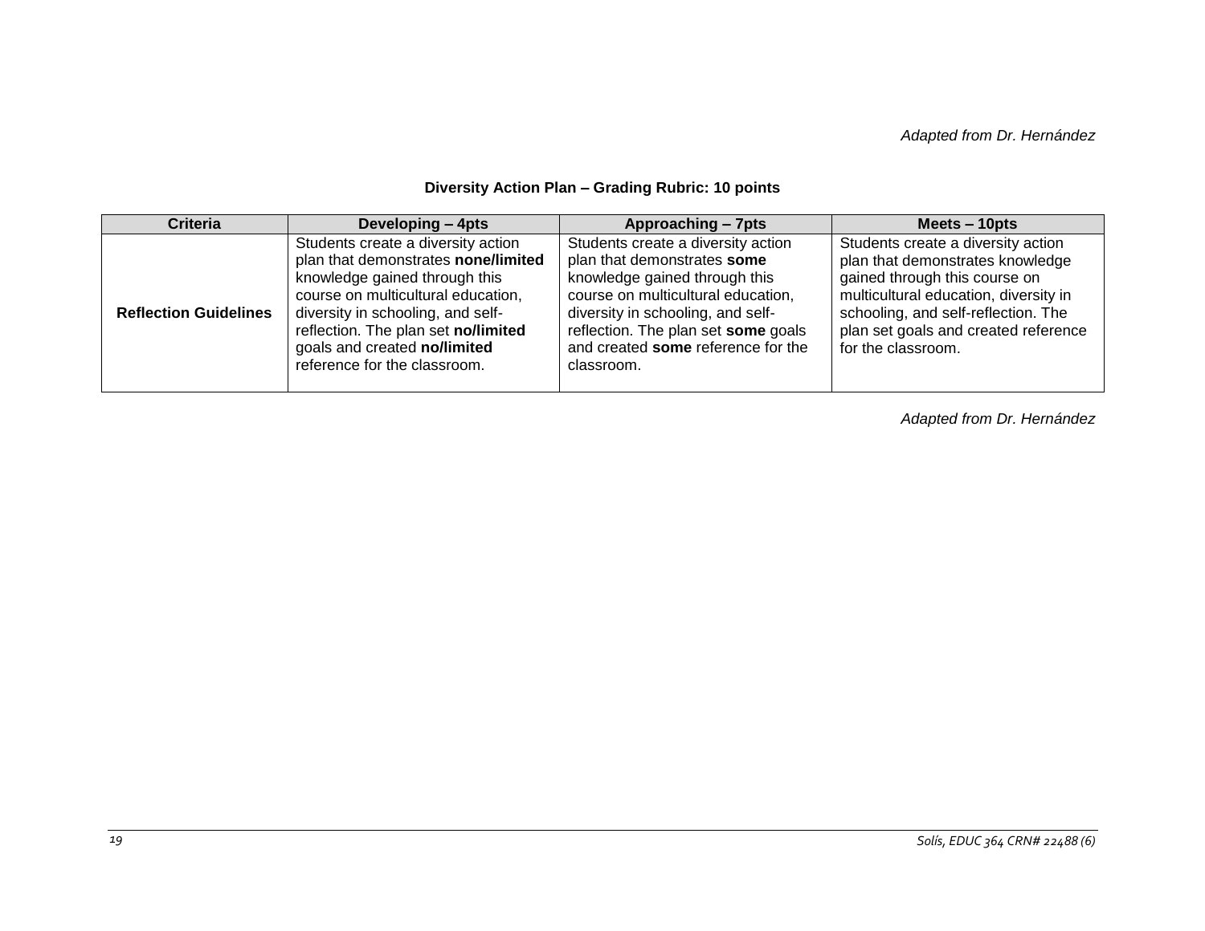*Adapted from Dr. Hernández*

**Diversity Action Plan – Grading Rubric: 10 points**

| Criteria | Developing – 4pts | Approaching – 7pts | Meets – 10pts |
|---|---|---|---|
| **Reflection Guidelines** | Students create a diversity action plan that demonstrates **none/limited** knowledge gained through this course on multicultural education, diversity in schooling, and self-reflection. The plan set **no/limited** goals and created **no/limited** reference for the classroom. | Students create a diversity action plan that demonstrates **some** knowledge gained through this course on multicultural education, diversity in schooling, and self-reflection. The plan set **some** goals and created **some** reference for the classroom. | Students create a diversity action plan that demonstrates knowledge gained through this course on multicultural education, diversity in schooling, and self-reflection. The plan set goals and created reference for the classroom. |

*Adapted from Dr. Hernández*